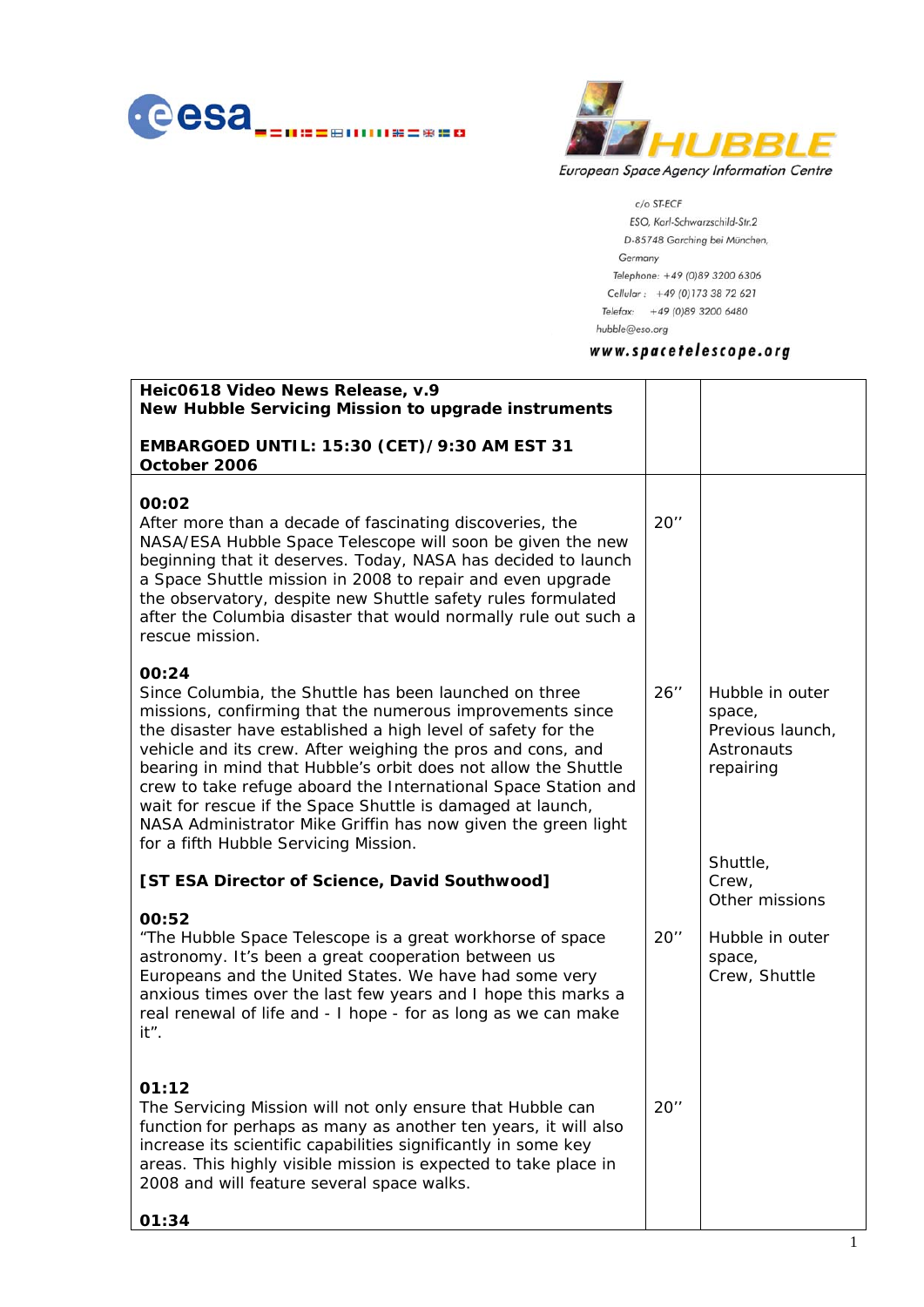HUBBLE
European Space Agency Information Centre

c/o ST-ECF
ESO, Karl-Schwarzschild-Str.2
D-85748 Garching bei München,
Germany
Telephone: +49 (0)89 3200 6306
Cellular: +49 (0)173 38 72 621
Telefax: +49 (0)89 3200 6480
hubble@eso.org

**www.spacetelescope.org**

| **Heic0618 Video News Release, v.9**<br>**New Hubble Servicing Mission to upgrade instruments**<br><br>**EMBARGOED UNTIL: 15:30 (CET)/9:30 AM EST 31 October 2006** | | |
|---|---|---|
| **00:02**<br>After more than a decade of fascinating discoveries, the NASA/ESA Hubble Space Telescope will soon be given the new beginning that it deserves. Today, NASA has decided to launch a Space Shuttle mission in 2008 to repair and even upgrade the observatory, despite new Shuttle safety rules formulated after the Columbia disaster that would normally rule out such a rescue mission. | 20'' | |
| **00:24**<br>Since Columbia, the Shuttle has been launched on three missions, confirming that the numerous improvements since the disaster have established a high level of safety for the vehicle and its crew. After weighing the pros and cons, and bearing in mind that Hubble's orbit does not allow the Shuttle crew to take refuge aboard the International Space Station and wait for rescue if the Space Shuttle is damaged at launch, NASA Administrator Mike Griffin has now given the green light for a fifth Hubble Servicing Mission. | 26'' | Hubble in outer space,<br>Previous launch,<br>Astronauts repairing<br><br>Shuttle,<br>Crew,<br>Other missions |
| **[ST ESA Director of Science, David Southwood]**<br><br>**00:52**<br>"The Hubble Space Telescope is a great workhorse of space astronomy. It's been a great cooperation between us Europeans and the United States. We have had some very anxious times over the last few years and I hope this marks a real renewal of life and - I hope - for as long as we can make it". | 20'' | Hubble in outer space,<br>Crew, Shuttle |
| **01:12**<br>The Servicing Mission will not only ensure that Hubble can function for perhaps as many as another ten years, it will also increase its scientific capabilities significantly in some key areas. This highly visible mission is expected to take place in 2008 and will feature several space walks.<br><br>**01:34** | 20'' | |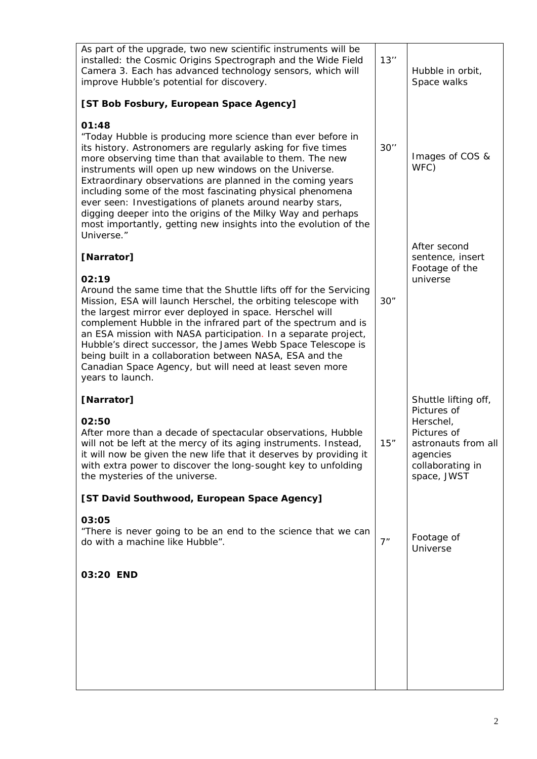| | | |
|---|---|---|
| As part of the upgrade, two new scientific instruments will be installed: the Cosmic Origins Spectrograph and the Wide Field Camera 3. Each has advanced technology sensors, which will improve Hubble's potential for discovery. | 13'' | Hubble in orbit, Space walks |
| **[ST Bob Fosbury, European Space Agency]**<br><br>**01:48**<br>"Today Hubble is producing more science than ever before in its history. Astronomers are regularly asking for five times more observing time than that available to them. The new instruments will open up new windows on the Universe. Extraordinary observations are planned in the coming years including some of the most fascinating physical phenomena ever seen: Investigations of planets around nearby stars, digging deeper into the origins of the Milky Way and perhaps most importantly, getting new insights into the evolution of the Universe." | 30'' | Images of COS & WFC)<br><br>After second sentence, insert Footage of the universe |
| **[Narrator]**<br><br>**02:19**<br>Around the same time that the Shuttle lifts off for the Servicing Mission, ESA will launch Herschel, the orbiting telescope with the largest mirror ever deployed in space. Herschel will complement Hubble in the infrared part of the spectrum and is an ESA mission with NASA participation. In a separate project, Hubble's direct successor, the James Webb Space Telescope is being built in a collaboration between NASA, ESA and the Canadian Space Agency, but will need at least seven more years to launch. | 30" | |
| **[Narrator]**<br><br>**02:50**<br>After more than a decade of spectacular observations, Hubble will not be left at the mercy of its aging instruments. Instead, it will now be given the new life that it deserves by providing it with extra power to discover the long-sought key to unfolding the mysteries of the universe. | 15" | Shuttle lifting off, Pictures of Herschel, Pictures of astronauts from all agencies collaborating in space, JWST |
| **[ST David Southwood, European Space Agency]**<br><br>**03:05**<br>"There is never going to be an end to the science that we can do with a machine like Hubble". | 7" | Footage of Universe |
| **03:20 END** | | |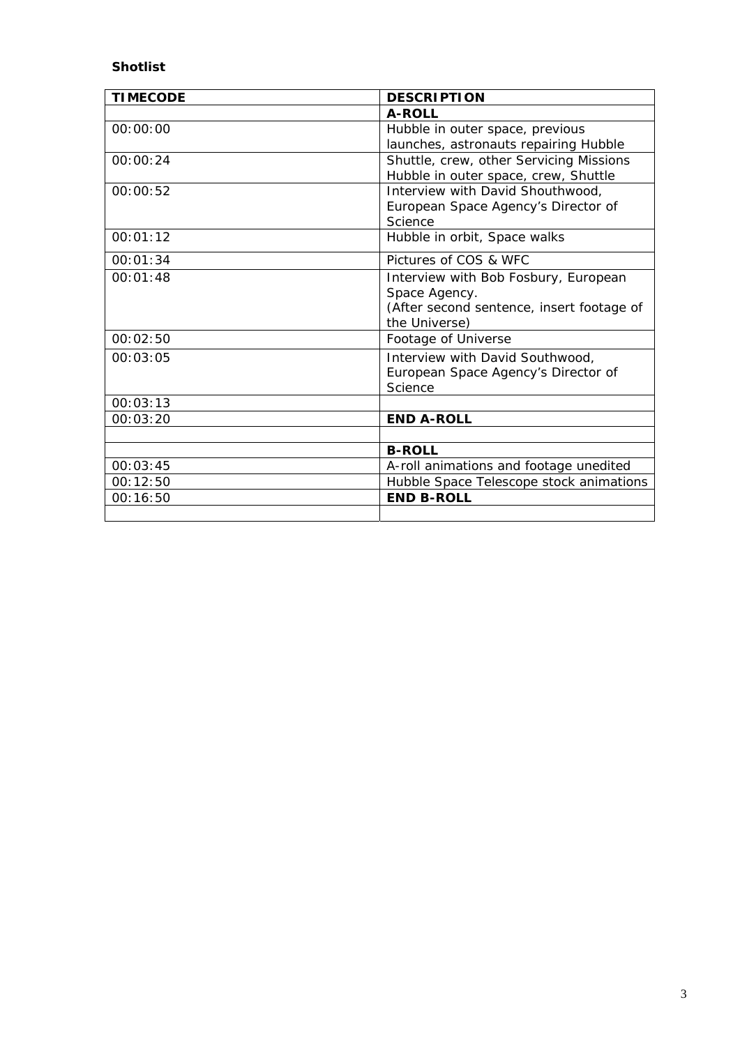**Shotlist**

| TIMECODE | DESCRIPTION |
|---|---|
| | **A-ROLL** |
| 00:00:00 | Hubble in outer space, previous launches, astronauts repairing Hubble |
| 00:00:24 | Shuttle, crew, other Servicing Missions Hubble in outer space, crew, Shuttle |
| 00:00:52 | Interview with David Shouthwood, European Space Agency's Director of Science |
| 00:01:12 | Hubble in orbit, Space walks |
| 00:01:34 | Pictures of COS & WFC |
| 00:01:48 | Interview with Bob Fosbury, European Space Agency.<br>(After second sentence, insert footage of the Universe) |
| 00:02:50 | Footage of Universe |
| 00:03:05 | Interview with David Southwood, European Space Agency's Director of Science |
| 00:03:13 | |
| 00:03:20 | **END A-ROLL** |
| | |
| | **B-ROLL** |
| 00:03:45 | A-roll animations and footage unedited |
| 00:12:50 | Hubble Space Telescope stock animations |
| 00:16:50 | **END B-ROLL** |
| | |